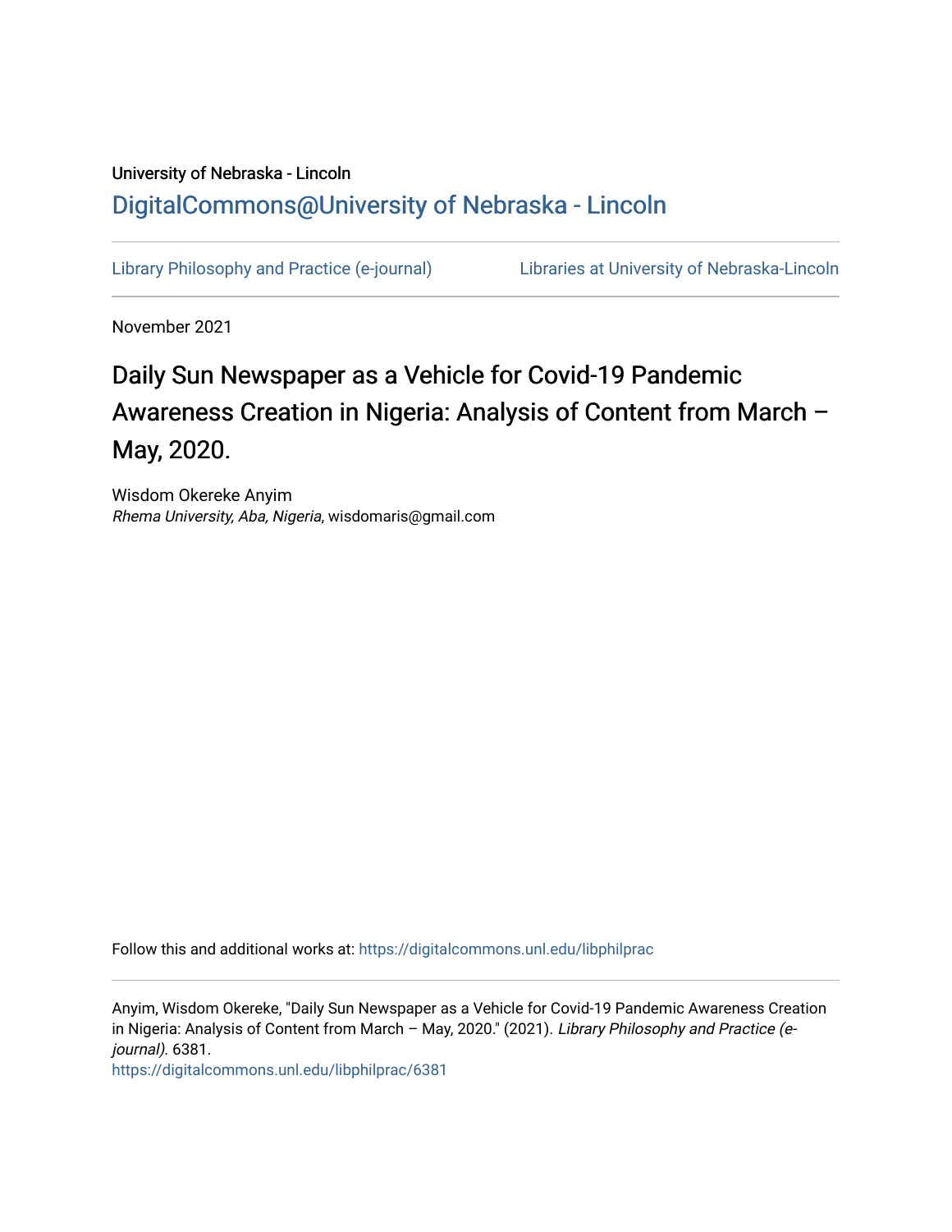University of Nebraska - Lincoln

DigitalCommons@University of Nebraska - Lincoln

Library Philosophy and Practice (e-journal)

Libraries at University of Nebraska-Lincoln

November 2021

# Daily Sun Newspaper as a Vehicle for Covid-19 Pandemic Awareness Creation in Nigeria: Analysis of Content from March – May, 2020.

Wisdom Okereke Anyim
*Rhema University, Aba, Nigeria*, wisdomaris@gmail.com

Follow this and additional works at: https://digitalcommons.unl.edu/libphilprac

Anyim, Wisdom Okereke, "Daily Sun Newspaper as a Vehicle for Covid-19 Pandemic Awareness Creation in Nigeria: Analysis of Content from March – May, 2020." (2021). *Library Philosophy and Practice (e-journal)*. 6381.
https://digitalcommons.unl.edu/libphilprac/6381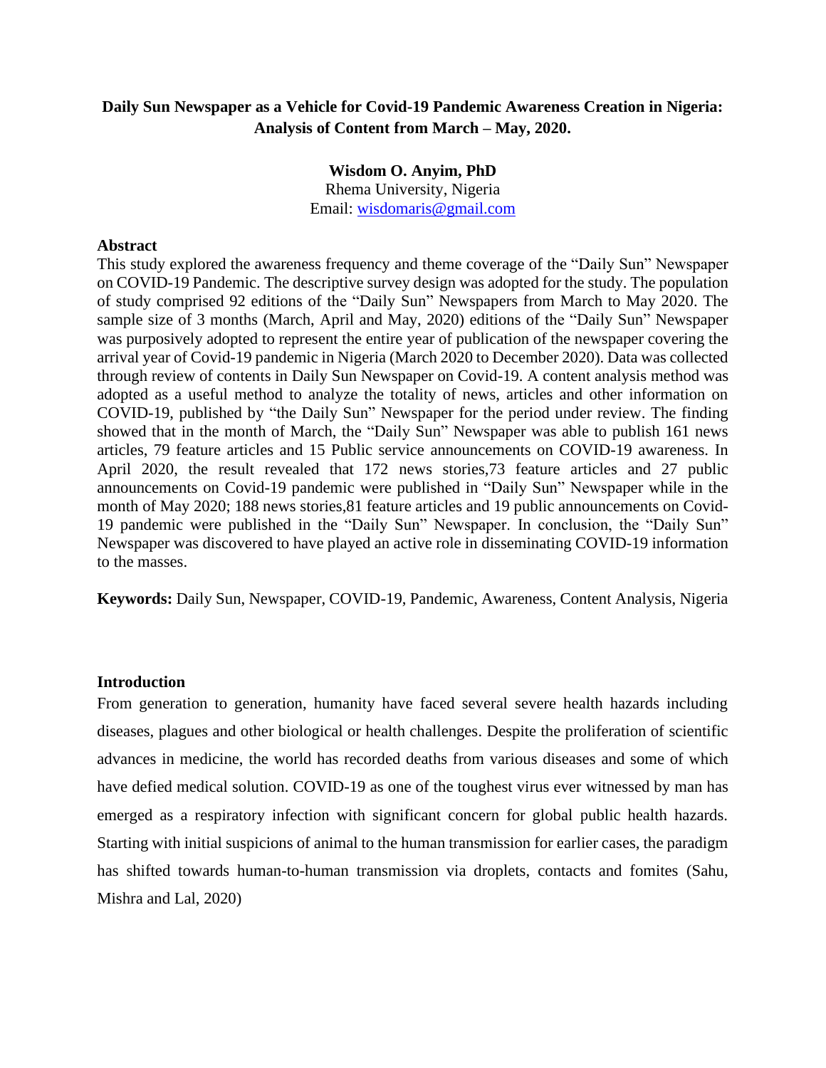# Daily Sun Newspaper as a Vehicle for Covid-19 Pandemic Awareness Creation in Nigeria: Analysis of Content from March – May, 2020.

**Wisdom O. Anyim, PhD**
Rhema University, Nigeria
Email: wisdomaris@gmail.com

## Abstract

This study explored the awareness frequency and theme coverage of the "Daily Sun" Newspaper on COVID-19 Pandemic. The descriptive survey design was adopted for the study. The population of study comprised 92 editions of the "Daily Sun" Newspapers from March to May 2020. The sample size of 3 months (March, April and May, 2020) editions of the "Daily Sun" Newspaper was purposively adopted to represent the entire year of publication of the newspaper covering the arrival year of Covid-19 pandemic in Nigeria (March 2020 to December 2020). Data was collected through review of contents in Daily Sun Newspaper on Covid-19. A content analysis method was adopted as a useful method to analyze the totality of news, articles and other information on COVID-19, published by "the Daily Sun" Newspaper for the period under review. The finding showed that in the month of March, the "Daily Sun" Newspaper was able to publish 161 news articles, 79 feature articles and 15 Public service announcements on COVID-19 awareness. In April 2020, the result revealed that 172 news stories,73 feature articles and 27 public announcements on Covid-19 pandemic were published in "Daily Sun" Newspaper while in the month of May 2020; 188 news stories,81 feature articles and 19 public announcements on Covid-19 pandemic were published in the "Daily Sun" Newspaper. In conclusion, the "Daily Sun" Newspaper was discovered to have played an active role in disseminating COVID-19 information to the masses.

**Keywords:** Daily Sun, Newspaper, COVID-19, Pandemic, Awareness, Content Analysis, Nigeria

## Introduction

From generation to generation, humanity have faced several severe health hazards including diseases, plagues and other biological or health challenges. Despite the proliferation of scientific advances in medicine, the world has recorded deaths from various diseases and some of which have defied medical solution. COVID-19 as one of the toughest virus ever witnessed by man has emerged as a respiratory infection with significant concern for global public health hazards. Starting with initial suspicions of animal to the human transmission for earlier cases, the paradigm has shifted towards human-to-human transmission via droplets, contacts and fomites (Sahu, Mishra and Lal, 2020)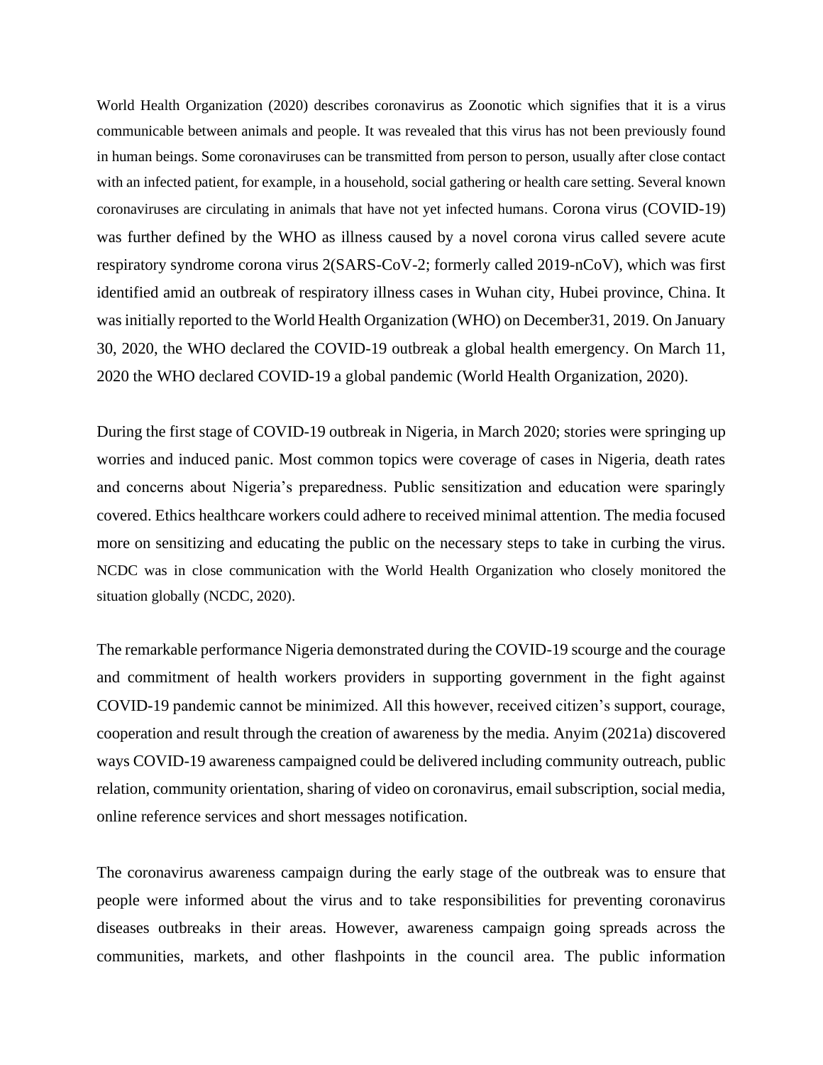World Health Organization (2020) describes coronavirus as Zoonotic which signifies that it is a virus communicable between animals and people. It was revealed that this virus has not been previously found in human beings. Some coronaviruses can be transmitted from person to person, usually after close contact with an infected patient, for example, in a household, social gathering or health care setting. Several known coronaviruses are circulating in animals that have not yet infected humans. Corona virus (COVID-19) was further defined by the WHO as illness caused by a novel corona virus called severe acute respiratory syndrome corona virus 2(SARS-CoV-2; formerly called 2019-nCoV), which was first identified amid an outbreak of respiratory illness cases in Wuhan city, Hubei province, China. It was initially reported to the World Health Organization (WHO) on December31, 2019. On January 30, 2020, the WHO declared the COVID-19 outbreak a global health emergency. On March 11, 2020 the WHO declared COVID-19 a global pandemic (World Health Organization, 2020).

During the first stage of COVID-19 outbreak in Nigeria, in March 2020; stories were springing up worries and induced panic. Most common topics were coverage of cases in Nigeria, death rates and concerns about Nigeria's preparedness. Public sensitization and education were sparingly covered. Ethics healthcare workers could adhere to received minimal attention. The media focused more on sensitizing and educating the public on the necessary steps to take in curbing the virus. NCDC was in close communication with the World Health Organization who closely monitored the situation globally (NCDC, 2020).

The remarkable performance Nigeria demonstrated during the COVID-19 scourge and the courage and commitment of health workers providers in supporting government in the fight against COVID-19 pandemic cannot be minimized. All this however, received citizen's support, courage, cooperation and result through the creation of awareness by the media. Anyim (2021a) discovered ways COVID-19 awareness campaigned could be delivered including community outreach, public relation, community orientation, sharing of video on coronavirus, email subscription, social media, online reference services and short messages notification.

The coronavirus awareness campaign during the early stage of the outbreak was to ensure that people were informed about the virus and to take responsibilities for preventing coronavirus diseases outbreaks in their areas. However, awareness campaign going spreads across the communities, markets, and other flashpoints in the council area. The public information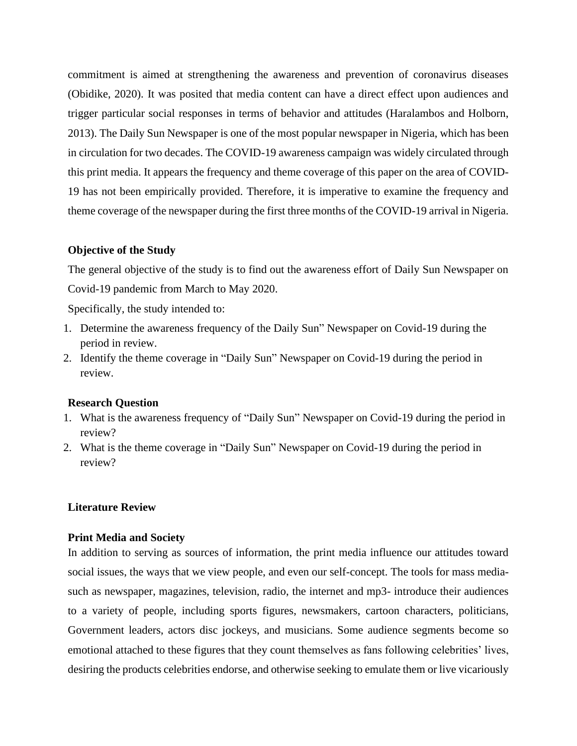commitment is aimed at strengthening the awareness and prevention of coronavirus diseases (Obidike, 2020). It was posited that media content can have a direct effect upon audiences and trigger particular social responses in terms of behavior and attitudes (Haralambos and Holborn, 2013). The Daily Sun Newspaper is one of the most popular newspaper in Nigeria, which has been in circulation for two decades. The COVID-19 awareness campaign was widely circulated through this print media. It appears the frequency and theme coverage of this paper on the area of COVID-19 has not been empirically provided. Therefore, it is imperative to examine the frequency and theme coverage of the newspaper during the first three months of the COVID-19 arrival in Nigeria.

**Objective of the Study**

The general objective of the study is to find out the awareness effort of Daily Sun Newspaper on Covid-19 pandemic from March to May 2020.

Specifically, the study intended to:

1. Determine the awareness frequency of the Daily Sun" Newspaper on Covid-19 during the period in review.
2. Identify the theme coverage in "Daily Sun" Newspaper on Covid-19 during the period in review.

**Research Question**

1. What is the awareness frequency of "Daily Sun" Newspaper on Covid-19 during the period in review?
2. What is the theme coverage in "Daily Sun" Newspaper on Covid-19 during the period in review?

## Literature Review

### Print Media and Society

In addition to serving as sources of information, the print media influence our attitudes toward social issues, the ways that we view people, and even our self-concept. The tools for mass media- such as newspaper, magazines, television, radio, the internet and mp3- introduce their audiences to a variety of people, including sports figures, newsmakers, cartoon characters, politicians, Government leaders, actors disc jockeys, and musicians. Some audience segments become so emotional attached to these figures that they count themselves as fans following celebrities' lives, desiring the products celebrities endorse, and otherwise seeking to emulate them or live vicariously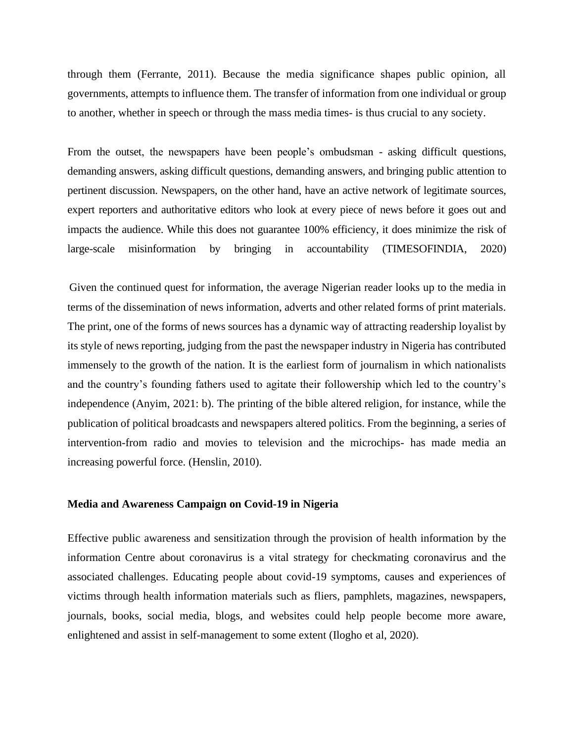through them (Ferrante, 2011). Because the media significance shapes public opinion, all governments, attempts to influence them. The transfer of information from one individual or group to another, whether in speech or through the mass media times- is thus crucial to any society.

From the outset, the newspapers have been people's ombudsman - asking difficult questions, demanding answers, asking difficult questions, demanding answers, and bringing public attention to pertinent discussion. Newspapers, on the other hand, have an active network of legitimate sources, expert reporters and authoritative editors who look at every piece of news before it goes out and impacts the audience. While this does not guarantee 100% efficiency, it does minimize the risk of large-scale misinformation by bringing in accountability (TIMESOFINDIA, 2020)

Given the continued quest for information, the average Nigerian reader looks up to the media in terms of the dissemination of news information, adverts and other related forms of print materials. The print, one of the forms of news sources has a dynamic way of attracting readership loyalist by its style of news reporting, judging from the past the newspaper industry in Nigeria has contributed immensely to the growth of the nation. It is the earliest form of journalism in which nationalists and the country's founding fathers used to agitate their followership which led to the country's independence (Anyim, 2021: b). The printing of the bible altered religion, for instance, while the publication of political broadcasts and newspapers altered politics. From the beginning, a series of intervention-from radio and movies to television and the microchips- has made media an increasing powerful force. (Henslin, 2010).

**Media and Awareness Campaign on Covid-19 in Nigeria**

Effective public awareness and sensitization through the provision of health information by the information Centre about coronavirus is a vital strategy for checkmating coronavirus and the associated challenges. Educating people about covid-19 symptoms, causes and experiences of victims through health information materials such as fliers, pamphlets, magazines, newspapers, journals, books, social media, blogs, and websites could help people become more aware, enlightened and assist in self-management to some extent (Ilogho et al, 2020).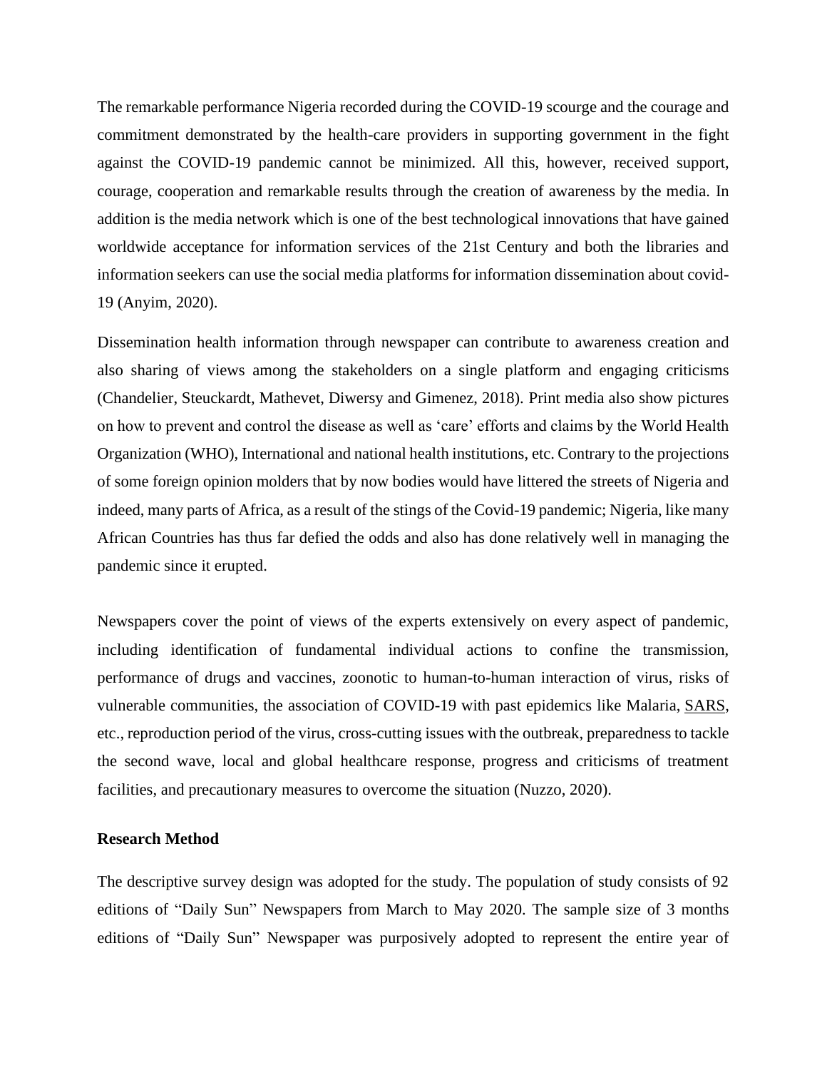The remarkable performance Nigeria recorded during the COVID-19 scourge and the courage and commitment demonstrated by the health-care providers in supporting government in the fight against the COVID-19 pandemic cannot be minimized. All this, however, received support, courage, cooperation and remarkable results through the creation of awareness by the media. In addition is the media network which is one of the best technological innovations that have gained worldwide acceptance for information services of the 21st Century and both the libraries and information seekers can use the social media platforms for information dissemination about covid-19 (Anyim, 2020).

Dissemination health information through newspaper can contribute to awareness creation and also sharing of views among the stakeholders on a single platform and engaging criticisms (Chandelier, Steuckardt, Mathevet, Diwersy and Gimenez, 2018). Print media also show pictures on how to prevent and control the disease as well as 'care' efforts and claims by the World Health Organization (WHO), International and national health institutions, etc. Contrary to the projections of some foreign opinion molders that by now bodies would have littered the streets of Nigeria and indeed, many parts of Africa, as a result of the stings of the Covid-19 pandemic; Nigeria, like many African Countries has thus far defied the odds and also has done relatively well in managing the pandemic since it erupted.

Newspapers cover the point of views of the experts extensively on every aspect of pandemic, including identification of fundamental individual actions to confine the transmission, performance of drugs and vaccines, zoonotic to human-to-human interaction of virus, risks of vulnerable communities, the association of COVID-19 with past epidemics like Malaria, SARS, etc., reproduction period of the virus, cross-cutting issues with the outbreak, preparedness to tackle the second wave, local and global healthcare response, progress and criticisms of treatment facilities, and precautionary measures to overcome the situation (Nuzzo, 2020).

**Research Method**

The descriptive survey design was adopted for the study. The population of study consists of 92 editions of "Daily Sun" Newspapers from March to May 2020. The sample size of 3 months editions of "Daily Sun" Newspaper was purposively adopted to represent the entire year of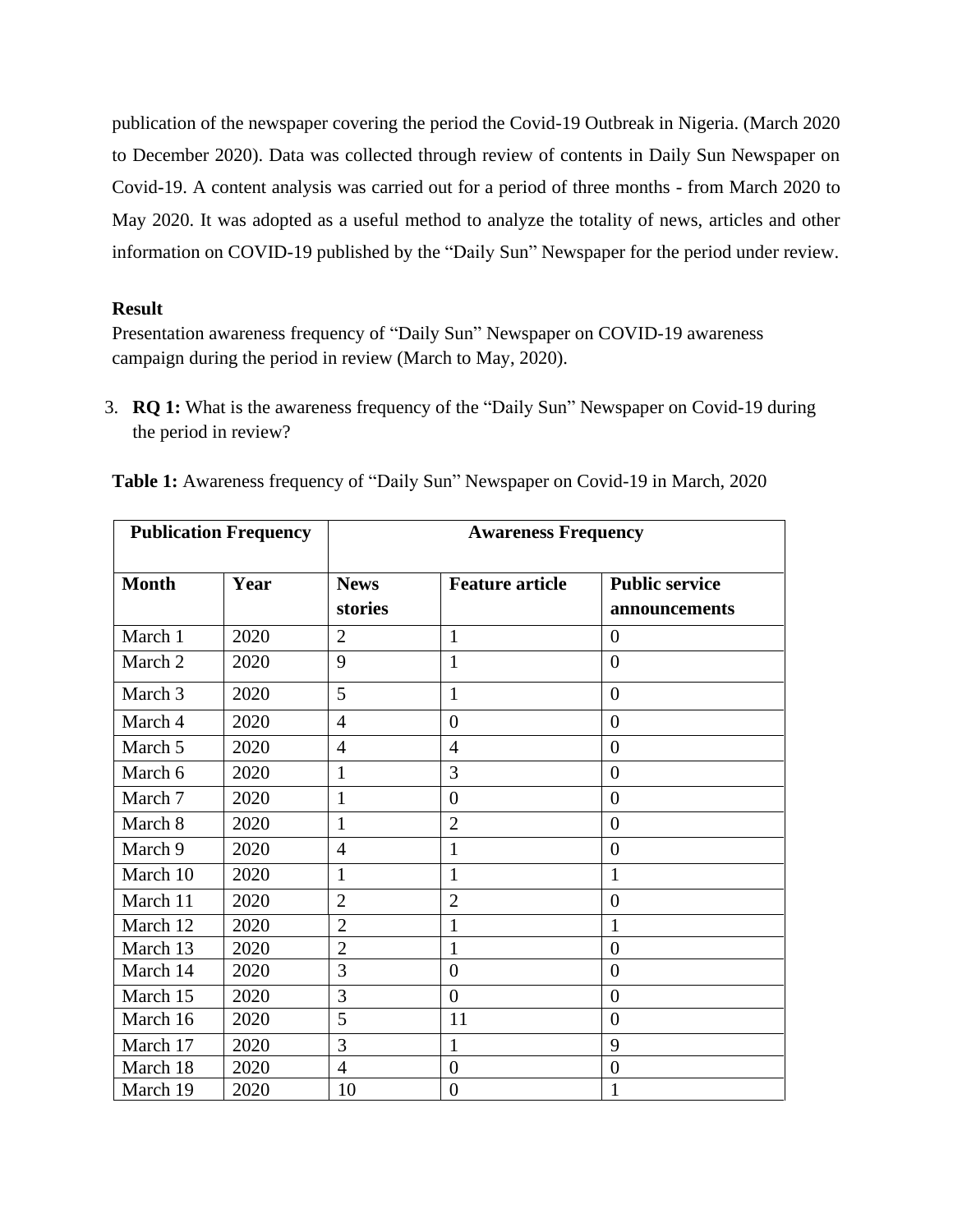publication of the newspaper covering the period the Covid-19 Outbreak in Nigeria. (March 2020 to December 2020). Data was collected through review of contents in Daily Sun Newspaper on Covid-19. A content analysis was carried out for a period of three months - from March 2020 to May 2020. It was adopted as a useful method to analyze the totality of news, articles and other information on COVID-19 published by the "Daily Sun" Newspaper for the period under review.

**Result**

Presentation awareness frequency of "Daily Sun" Newspaper on COVID-19 awareness campaign during the period in review (March to May, 2020).

3. **RQ 1:** What is the awareness frequency of the "Daily Sun" Newspaper on Covid-19 during the period in review?

**Table 1:** Awareness frequency of "Daily Sun" Newspaper on Covid-19 in March, 2020

| Publication Frequency | | Awareness Frequency | | |
|---|---|---|---|---|
| **Month** | **Year** | **News stories** | **Feature article** | **Public service announcements** |
| March 1 | 2020 | 2 | 1 | 0 |
| March 2 | 2020 | 9 | 1 | 0 |
| March 3 | 2020 | 5 | 1 | 0 |
| March 4 | 2020 | 4 | 0 | 0 |
| March 5 | 2020 | 4 | 4 | 0 |
| March 6 | 2020 | 1 | 3 | 0 |
| March 7 | 2020 | 1 | 0 | 0 |
| March 8 | 2020 | 1 | 2 | 0 |
| March 9 | 2020 | 4 | 1 | 0 |
| March 10 | 2020 | 1 | 1 | 1 |
| March 11 | 2020 | 2 | 2 | 0 |
| March 12 | 2020 | 2 | 1 | 1 |
| March 13 | 2020 | 2 | 1 | 0 |
| March 14 | 2020 | 3 | 0 | 0 |
| March 15 | 2020 | 3 | 0 | 0 |
| March 16 | 2020 | 5 | 11 | 0 |
| March 17 | 2020 | 3 | 1 | 9 |
| March 18 | 2020 | 4 | 0 | 0 |
| March 19 | 2020 | 10 | 0 | 1 |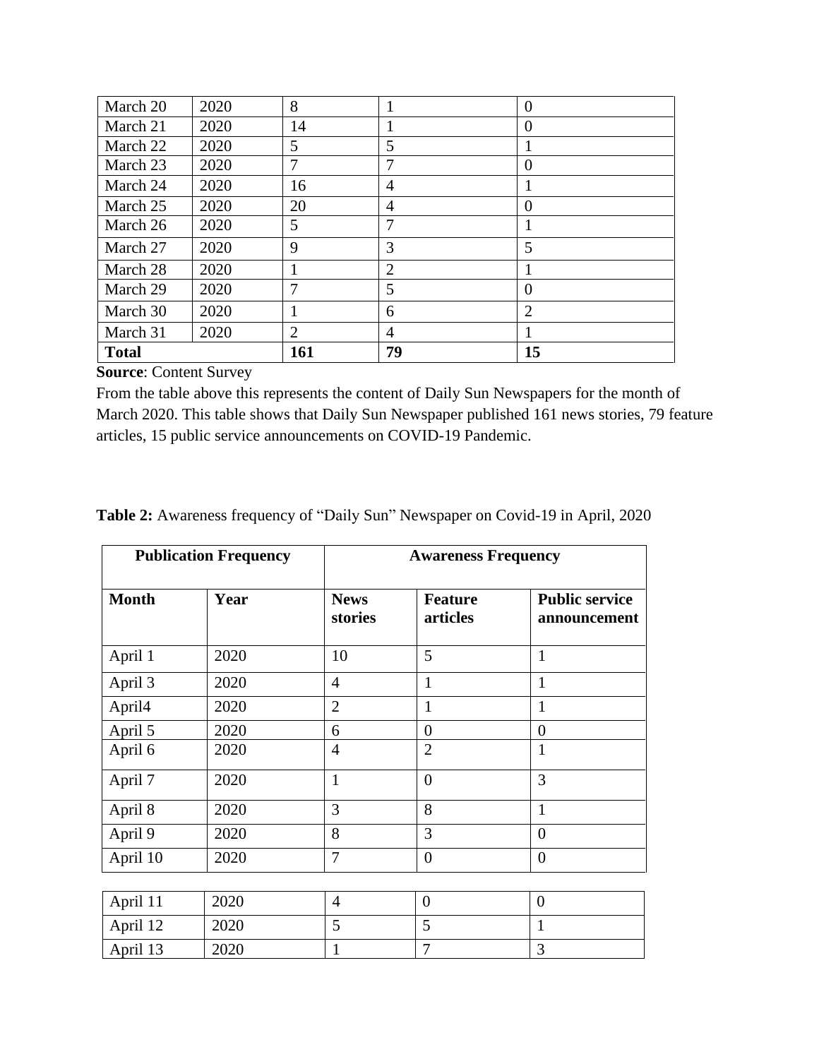| | | | | |
|---|---|---|---|---|
| March 20 | 2020 | 8 | 1 | 0 |
| March 21 | 2020 | 14 | 1 | 0 |
| March 22 | 2020 | 5 | 5 | 1 |
| March 23 | 2020 | 7 | 7 | 0 |
| March 24 | 2020 | 16 | 4 | 1 |
| March 25 | 2020 | 20 | 4 | 0 |
| March 26 | 2020 | 5 | 7 | 1 |
| March 27 | 2020 | 9 | 3 | 5 |
| March 28 | 2020 | 1 | 2 | 1 |
| March 29 | 2020 | 7 | 5 | 0 |
| March 30 | 2020 | 1 | 6 | 2 |
| March 31 | 2020 | 2 | 4 | 1 |
| **Total** | | **161** | **79** | **15** |

**Source**: Content Survey

From the table above this represents the content of Daily Sun Newspapers for the month of March 2020. This table shows that Daily Sun Newspaper published 161 news stories, 79 feature articles, 15 public service announcements on COVID-19 Pandemic.

**Table 2:** Awareness frequency of "Daily Sun" Newspaper on Covid-19 in April, 2020

| **Publication Frequency** | | **Awareness Frequency** | | |
|---|---|---|---|---|
| **Month** | **Year** | **News stories** | **Feature articles** | **Public service announcement** |
| April 1 | 2020 | 10 | 5 | 1 |
| April 3 | 2020 | 4 | 1 | 1 |
| April4 | 2020 | 2 | 1 | 1 |
| April 5 | 2020 | 6 | 0 | 0 |
| April 6 | 2020 | 4 | 2 | 1 |
| April 7 | 2020 | 1 | 0 | 3 |
| April 8 | 2020 | 3 | 8 | 1 |
| April 9 | 2020 | 8 | 3 | 0 |
| April 10 | 2020 | 7 | 0 | 0 |
| April 11 | 2020 | 4 | 0 | 0 |
| April 12 | 2020 | 5 | 5 | 1 |
| April 13 | 2020 | 1 | 7 | 3 |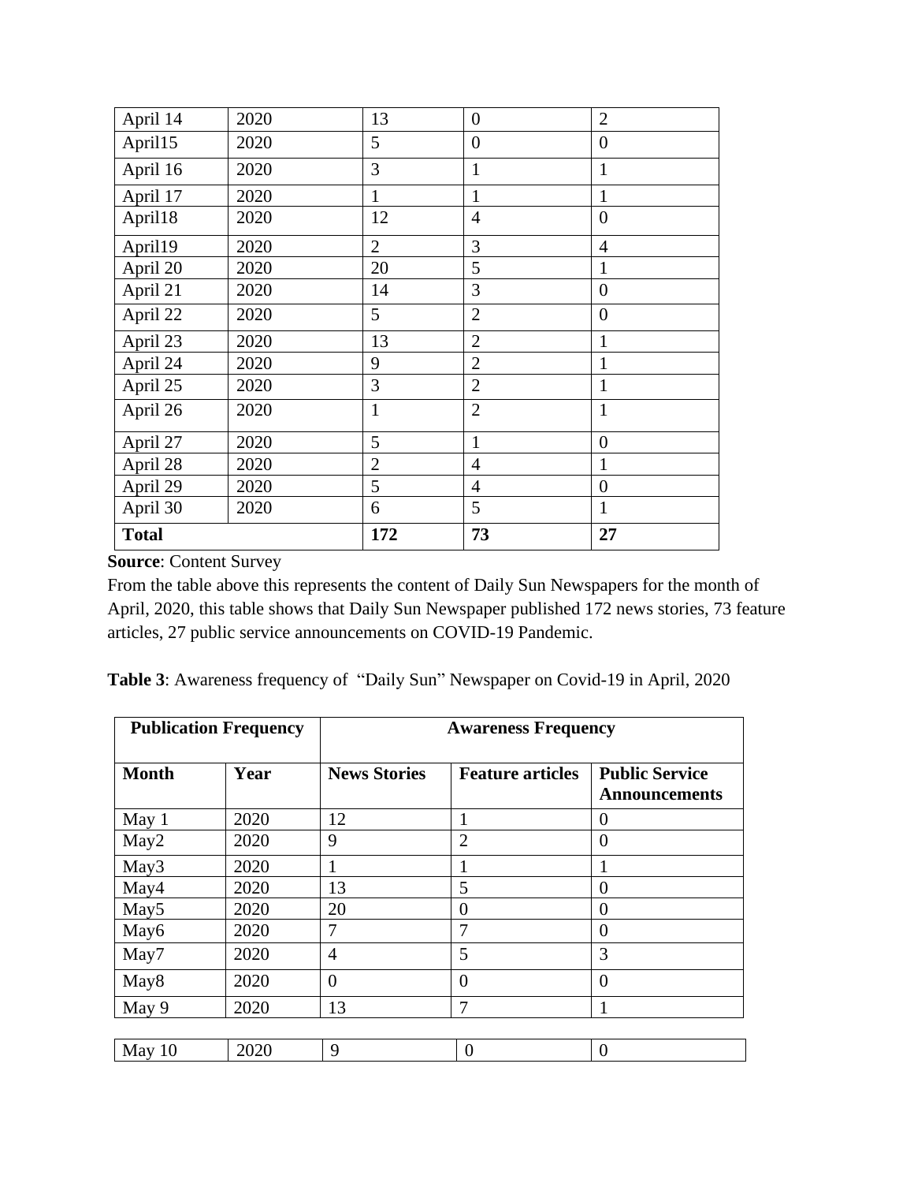| | | | | |
|---|---|---|---|---|
| April 14 | 2020 | 13 | 0 | 2 |
| April15 | 2020 | 5 | 0 | 0 |
| April 16 | 2020 | 3 | 1 | 1 |
| April 17 | 2020 | 1 | 1 | 1 |
| April18 | 2020 | 12 | 4 | 0 |
| April19 | 2020 | 2 | 3 | 4 |
| April 20 | 2020 | 20 | 5 | 1 |
| April 21 | 2020 | 14 | 3 | 0 |
| April 22 | 2020 | 5 | 2 | 0 |
| April 23 | 2020 | 13 | 2 | 1 |
| April 24 | 2020 | 9 | 2 | 1 |
| April 25 | 2020 | 3 | 2 | 1 |
| April 26 | 2020 | 1 | 2 | 1 |
| April 27 | 2020 | 5 | 1 | 0 |
| April 28 | 2020 | 2 | 4 | 1 |
| April 29 | 2020 | 5 | 4 | 0 |
| April 30 | 2020 | 6 | 5 | 1 |
| **Total** | | **172** | **73** | **27** |

**Source**: Content Survey

From the table above this represents the content of Daily Sun Newspapers for the month of April, 2020, this table shows that Daily Sun Newspaper published 172 news stories, 73 feature articles, 27 public service announcements on COVID-19 Pandemic.

**Table 3**: Awareness frequency of "Daily Sun" Newspaper on Covid-19 in April, 2020

| **Publication Frequency** | | **Awareness Frequency** | | |
|---|---|---|---|---|
| **Month** | **Year** | **News Stories** | **Feature articles** | **Public Service Announcements** |
| May 1 | 2020 | 12 | 1 | 0 |
| May2 | 2020 | 9 | 2 | 0 |
| May3 | 2020 | 1 | 1 | 1 |
| May4 | 2020 | 13 | 5 | 0 |
| May5 | 2020 | 20 | 0 | 0 |
| May6 | 2020 | 7 | 7 | 0 |
| May7 | 2020 | 4 | 5 | 3 |
| May8 | 2020 | 0 | 0 | 0 |
| May 9 | 2020 | 13 | 7 | 1 |
| May 10 | 2020 | 9 | 0 | 0 |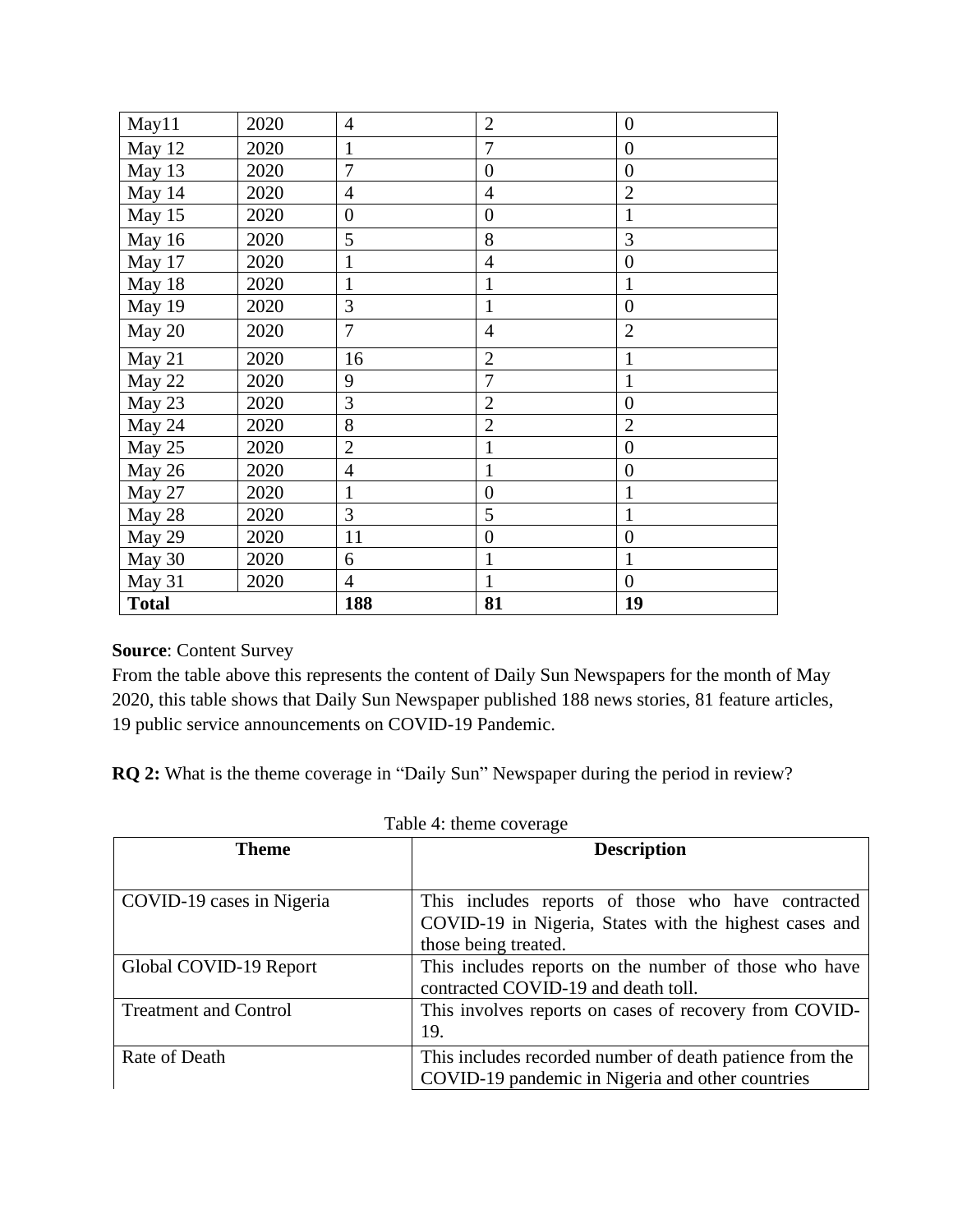| May11 | 2020 | 4 | 2 | 0 |
|---|---|---|---|---|
| May 12 | 2020 | 1 | 7 | 0 |
| May 13 | 2020 | 7 | 0 | 0 |
| May 14 | 2020 | 4 | 4 | 2 |
| May 15 | 2020 | 0 | 0 | 1 |
| May 16 | 2020 | 5 | 8 | 3 |
| May 17 | 2020 | 1 | 4 | 0 |
| May 18 | 2020 | 1 | 1 | 1 |
| May 19 | 2020 | 3 | 1 | 0 |
| May 20 | 2020 | 7 | 4 | 2 |
| May 21 | 2020 | 16 | 2 | 1 |
| May 22 | 2020 | 9 | 7 | 1 |
| May 23 | 2020 | 3 | 2 | 0 |
| May 24 | 2020 | 8 | 2 | 2 |
| May 25 | 2020 | 2 | 1 | 0 |
| May 26 | 2020 | 4 | 1 | 0 |
| May 27 | 2020 | 1 | 0 | 1 |
| May 28 | 2020 | 3 | 5 | 1 |
| May 29 | 2020 | 11 | 0 | 0 |
| May 30 | 2020 | 6 | 1 | 1 |
| May 31 | 2020 | 4 | 1 | 0 |
| **Total** | | **188** | **81** | **19** |

**Source**: Content Survey

From the table above this represents the content of Daily Sun Newspapers for the month of May 2020, this table shows that Daily Sun Newspaper published 188 news stories, 81 feature articles, 19 public service announcements on COVID-19 Pandemic.

**RQ 2:** What is the theme coverage in "Daily Sun" Newspaper during the period in review?

Table 4: theme coverage

| Theme | Description |
|---|---|
| COVID-19 cases in Nigeria | This includes reports of those who have contracted COVID-19 in Nigeria, States with the highest cases and those being treated. |
| Global COVID-19 Report | This includes reports on the number of those who have contracted COVID-19 and death toll. |
| Treatment and Control | This involves reports on cases of recovery from COVID-19. |
| Rate of Death | This includes recorded number of death patience from the COVID-19 pandemic in Nigeria and other countries |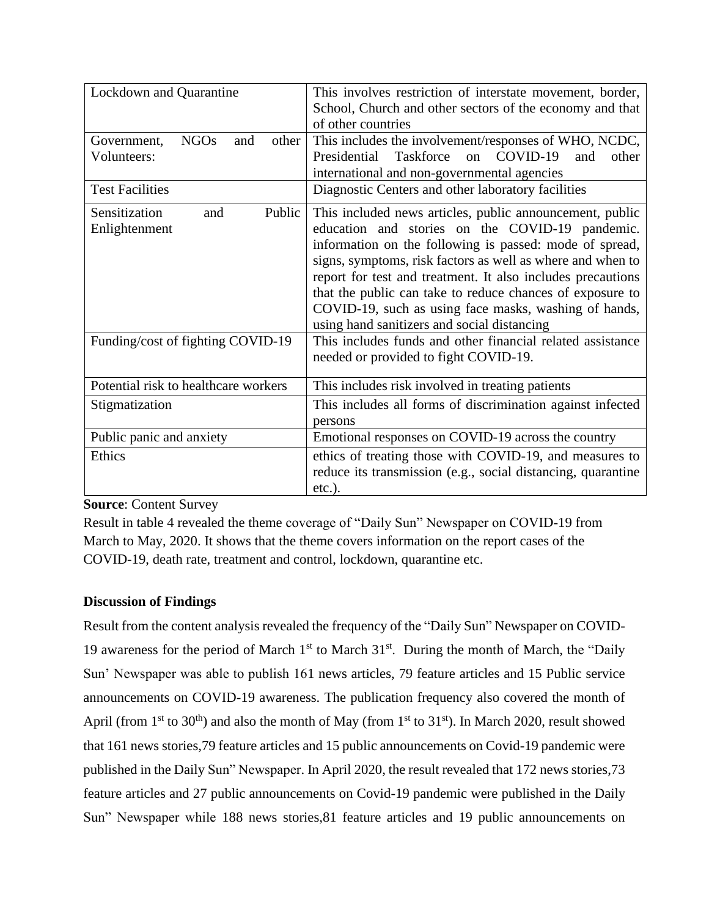| Lockdown and Quarantine | This involves restriction of interstate movement, border, School, Church and other sectors of the economy and that of other countries |
|---|---|
| Government, NGOs and other Volunteers: | This includes the involvement/responses of WHO, NCDC, Presidential Taskforce on COVID-19 and other international and non-governmental agencies |
| Test Facilities | Diagnostic Centers and other laboratory facilities |
| Sensitization and Public Enlightenment | This included news articles, public announcement, public education and stories on the COVID-19 pandemic. information on the following is passed: mode of spread, signs, symptoms, risk factors as well as where and when to report for test and treatment. It also includes precautions that the public can take to reduce chances of exposure to COVID-19, such as using face masks, washing of hands, using hand sanitizers and social distancing |
| Funding/cost of fighting COVID-19 | This includes funds and other financial related assistance needed or provided to fight COVID-19. |
| Potential risk to healthcare workers | This includes risk involved in treating patients |
| Stigmatization | This includes all forms of discrimination against infected persons |
| Public panic and anxiety | Emotional responses on COVID-19 across the country |
| Ethics | ethics of treating those with COVID-19, and measures to reduce its transmission (e.g., social distancing, quarantine etc.). |

**Source**: Content Survey

Result in table 4 revealed the theme coverage of "Daily Sun" Newspaper on COVID-19 from March to May, 2020. It shows that the theme covers information on the report cases of the COVID-19, death rate, treatment and control, lockdown, quarantine etc.

**Discussion of Findings**

Result from the content analysis revealed the frequency of the "Daily Sun" Newspaper on COVID-19 awareness for the period of March 1st to March 31st. During the month of March, the "Daily Sun' Newspaper was able to publish 161 news articles, 79 feature articles and 15 Public service announcements on COVID-19 awareness. The publication frequency also covered the month of April (from 1st to 30th) and also the month of May (from 1st to 31st). In March 2020, result showed that 161 news stories,79 feature articles and 15 public announcements on Covid-19 pandemic were published in the Daily Sun" Newspaper. In April 2020, the result revealed that 172 news stories,73 feature articles and 27 public announcements on Covid-19 pandemic were published in the Daily Sun" Newspaper while 188 news stories,81 feature articles and 19 public announcements on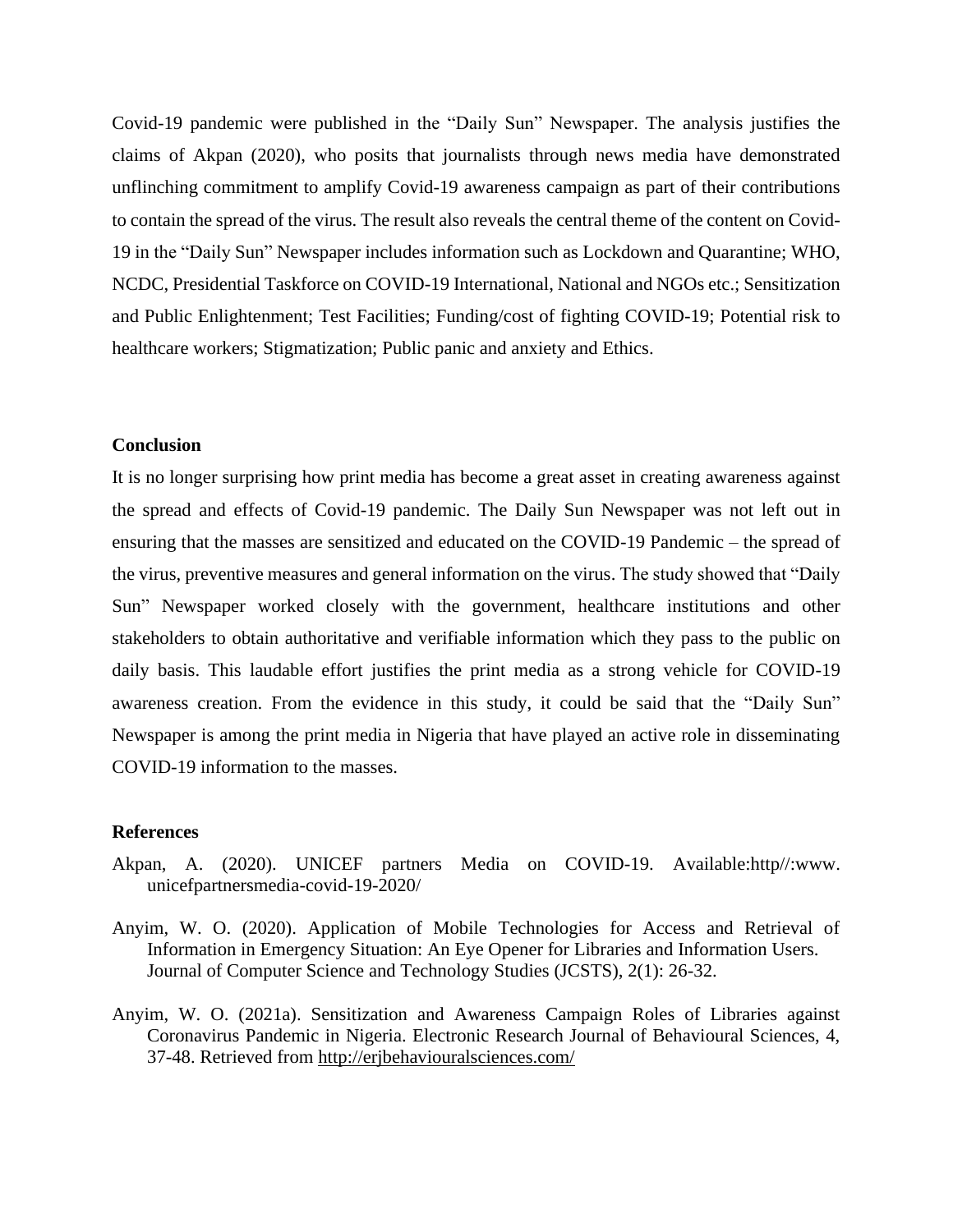Covid-19 pandemic were published in the "Daily Sun" Newspaper. The analysis justifies the claims of Akpan (2020), who posits that journalists through news media have demonstrated unflinching commitment to amplify Covid-19 awareness campaign as part of their contributions to contain the spread of the virus. The result also reveals the central theme of the content on Covid-19 in the "Daily Sun" Newspaper includes information such as Lockdown and Quarantine; WHO, NCDC, Presidential Taskforce on COVID-19 International, National and NGOs etc.; Sensitization and Public Enlightenment; Test Facilities; Funding/cost of fighting COVID-19; Potential risk to healthcare workers; Stigmatization; Public panic and anxiety and Ethics.

## Conclusion

It is no longer surprising how print media has become a great asset in creating awareness against the spread and effects of Covid-19 pandemic. The Daily Sun Newspaper was not left out in ensuring that the masses are sensitized and educated on the COVID-19 Pandemic – the spread of the virus, preventive measures and general information on the virus. The study showed that "Daily Sun" Newspaper worked closely with the government, healthcare institutions and other stakeholders to obtain authoritative and verifiable information which they pass to the public on daily basis. This laudable effort justifies the print media as a strong vehicle for COVID-19 awareness creation. From the evidence in this study, it could be said that the "Daily Sun" Newspaper is among the print media in Nigeria that have played an active role in disseminating COVID-19 information to the masses.

## References

Akpan, A. (2020). UNICEF partners Media on COVID-19. Available:http//:www. unicefpartnersmedia-covid-19-2020/

Anyim, W. O. (2020). Application of Mobile Technologies for Access and Retrieval of Information in Emergency Situation: An Eye Opener for Libraries and Information Users. Journal of Computer Science and Technology Studies (JCSTS), 2(1): 26-32.

Anyim, W. O. (2021a). Sensitization and Awareness Campaign Roles of Libraries against Coronavirus Pandemic in Nigeria. Electronic Research Journal of Behavioural Sciences, 4, 37-48. Retrieved from http://erjbehaviouralsciences.com/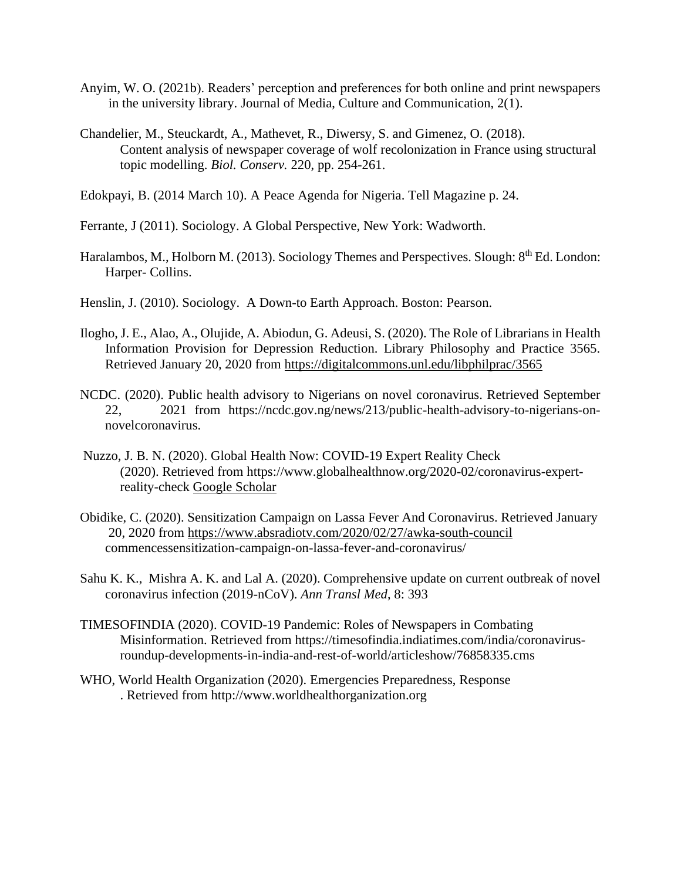Anyim, W. O. (2021b). Readers' perception and preferences for both online and print newspapers in the university library. Journal of Media, Culture and Communication, 2(1).

Chandelier, M., Steuckardt, A., Mathevet, R., Diwersy, S. and Gimenez, O. (2018). Content analysis of newspaper coverage of wolf recolonization in France using structural topic modelling. *Biol. Conserv.* 220, pp. 254-261.

Edokpayi, B. (2014 March 10). A Peace Agenda for Nigeria. Tell Magazine p. 24.

Ferrante, J (2011). Sociology. A Global Perspective, New York: Wadworth.

Haralambos, M., Holborn M. (2013). Sociology Themes and Perspectives. Slough: 8th Ed. London: Harper- Collins.

Henslin, J. (2010). Sociology. A Down-to Earth Approach. Boston: Pearson.

Ilogho, J. E., Alao, A., Olujide, A. Abiodun, G. Adeusi, S. (2020). The Role of Librarians in Health Information Provision for Depression Reduction. Library Philosophy and Practice 3565. Retrieved January 20, 2020 from https://digitalcommons.unl.edu/libphilprac/3565

NCDC. (2020). Public health advisory to Nigerians on novel coronavirus. Retrieved September 22, 2021 from https://ncdc.gov.ng/news/213/public-health-advisory-to-nigerians-on-novelcoronavirus.

Nuzzo, J. B. N. (2020). Global Health Now: COVID-19 Expert Reality Check (2020). Retrieved from https://www.globalhealthnow.org/2020-02/coronavirus-expert-reality-check Google Scholar

Obidike, C. (2020). Sensitization Campaign on Lassa Fever And Coronavirus. Retrieved January 20, 2020 from https://www.absradiotv.com/2020/02/27/awka-south-council commencessensitization-campaign-on-lassa-fever-and-coronavirus/

Sahu K. K., Mishra A. K. and Lal A. (2020). Comprehensive update on current outbreak of novel coronavirus infection (2019-nCoV). *Ann Transl Med*, 8: 393

TIMESOFINDIA (2020). COVID-19 Pandemic: Roles of Newspapers in Combating Misinformation. Retrieved from https://timesofindia.indiatimes.com/india/coronavirus-roundup-developments-in-india-and-rest-of-world/articleshow/76858335.cms

WHO, World Health Organization (2020). Emergencies Preparedness, Response . Retrieved from http://www.worldhealthorganization.org